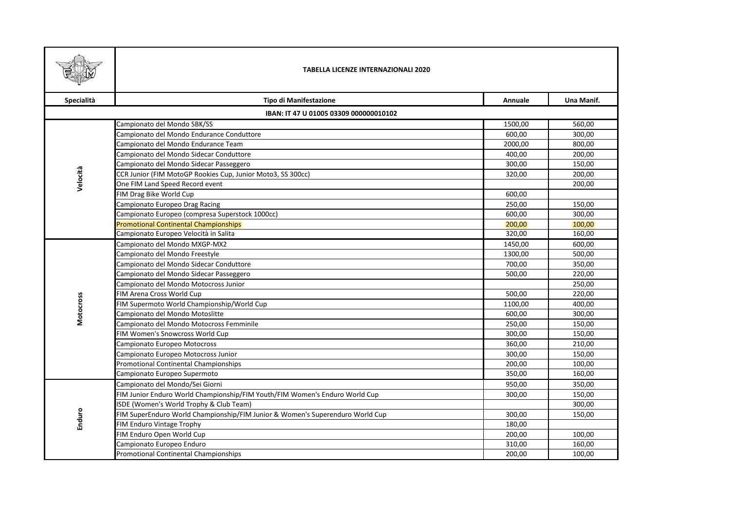# TABELLA LICENZE INTERNAZIONALI 2020

| Specialità | Tipo di Manifestazione | Annuale | Una Manif. |
|---|---|---|---|
| | IBAN: IT 47 U 01005 03309 000000010102 | | |
| Velocità | Campionato del Mondo SBK/SS | 1500,00 | 560,00 |
| | Campionato del Mondo Endurance Conduttore | 600,00 | 300,00 |
| | Campionato del Mondo Endurance Team | 2000,00 | 800,00 |
| | Campionato del Mondo Sidecar Conduttore | 400,00 | 200,00 |
| | Campionato del Mondo Sidecar Passeggero | 300,00 | 150,00 |
| | CCR Junior (FIM MotoGP Rookies Cup, Junior Moto3, SS 300cc) | 320,00 | 200,00 |
| | One FIM Land Speed Record event | | 200,00 |
| | FIM Drag Bike World Cup | 600,00 | |
| | Campionato Europeo Drag Racing | 250,00 | 150,00 |
| | Campionato Europeo (compresa Superstock 1000cc) | 600,00 | 300,00 |
| | Promotional Continental Championships | 200,00 | 100,00 |
| | Campionato Europeo Velocità in Salita | 320,00 | 160,00 |
| Motocross | Campionato del Mondo MXGP-MX2 | 1450,00 | 600,00 |
| | Campionato del Mondo Freestyle | 1300,00 | 500,00 |
| | Campionato del Mondo Sidecar Conduttore | 700,00 | 350,00 |
| | Campionato del Mondo Sidecar Passeggero | 500,00 | 220,00 |
| | Campionato del Mondo Motocross Junior | | 250,00 |
| | FIM Arena Cross World Cup | 500,00 | 220,00 |
| | FIM Supermoto World Championship/World Cup | 1100,00 | 400,00 |
| | Campionato del Mondo Motoslitte | 600,00 | 300,00 |
| | Campionato del Mondo Motocross Femminile | 250,00 | 150,00 |
| | FIM Women's Snowcross World Cup | 300,00 | 150,00 |
| | Campionato Europeo Motocross | 360,00 | 210,00 |
| | Campionato Europeo Motocross Junior | 300,00 | 150,00 |
| | Promotional Continental Championships | 200,00 | 100,00 |
| | Campionato Europeo Supermoto | 350,00 | 160,00 |
| Enduro | Campionato del Mondo/Sei Giorni | 950,00 | 350,00 |
| | FIM Junior Enduro World Championship/FIM Youth/FIM Women's Enduro World Cup | 300,00 | 150,00 |
| | ISDE (Women's World Trophy & Club Team) | | 300,00 |
| | FIM SuperEnduro World Championship/FIM Junior & Women's Superenduro World Cup | 300,00 | 150,00 |
| | FIM Enduro Vintage Trophy | 180,00 | |
| | FIM Enduro Open World Cup | 200,00 | 100,00 |
| | Campionato Europeo Enduro | 310,00 | 160,00 |
| | Promotional Continental Championships | 200,00 | 100,00 |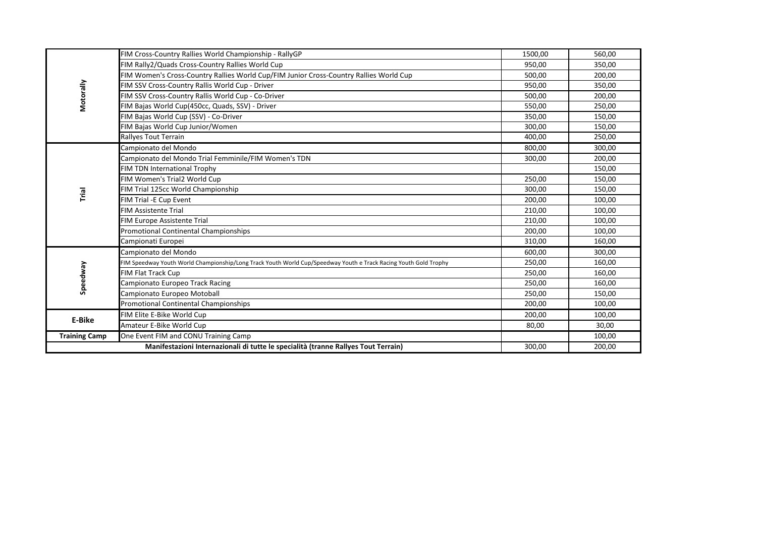| | | | |
|---|---|---|---|
| Motorally | FIM Cross-Country Rallies World Championship - RallyGP | 1500,00 | 560,00 |
| | FIM Rally2/Quads Cross-Country Rallies World Cup | 950,00 | 350,00 |
| | FIM Women's Cross-Country Rallies World Cup/FIM Junior Cross-Country Rallies World Cup | 500,00 | 200,00 |
| | FIM SSV Cross-Country Rallis World Cup - Driver | 950,00 | 350,00 |
| | FIM SSV Cross-Country Rallis World Cup - Co-Driver | 500,00 | 200,00 |
| | FIM Bajas World Cup(450cc, Quads, SSV) - Driver | 550,00 | 250,00 |
| | FIM Bajas World Cup (SSV) - Co-Driver | 350,00 | 150,00 |
| | FIM Bajas World Cup Junior/Women | 300,00 | 150,00 |
| | Rallyes Tout Terrain | 400,00 | 250,00 |
| Trial | Campionato del Mondo | 800,00 | 300,00 |
| | Campionato del Mondo Trial Femminile/FIM Women's TDN | 300,00 | 200,00 |
| | FIM TDN International Trophy | | 150,00 |
| | FIM Women's Trial2 World Cup | 250,00 | 150,00 |
| | FIM Trial 125cc World Championship | 300,00 | 150,00 |
| | FIM Trial -E Cup Event | 200,00 | 100,00 |
| | FIM Assistente Trial | 210,00 | 100,00 |
| | FIM Europe Assistente Trial | 210,00 | 100,00 |
| | Promotional Continental Championships | 200,00 | 100,00 |
| | Campionati Europei | 310,00 | 160,00 |
| Speedway | Campionato del Mondo | 600,00 | 300,00 |
| | FIM Speedway Youth World Championship/Long Track Youth World Cup/Speedway Youth e Track Racing Youth Gold Trophy | 250,00 | 160,00 |
| | FIM Flat Track Cup | 250,00 | 160,00 |
| | Campionato Europeo Track Racing | 250,00 | 160,00 |
| | Campionato Europeo Motoball | 250,00 | 150,00 |
| | Promotional Continental Championships | 200,00 | 100,00 |
| E-Bike | FIM Elite E-Bike World Cup | 200,00 | 100,00 |
| | Amateur E-Bike World Cup | 80,00 | 30,00 |
| Training Camp | One Event FIM and CONU Training Camp | | 100,00 |
| **Manifestazioni Internazionali di tutte le specialità (tranne Rallyes Tout Terrain)** | | 300,00 | 200,00 |